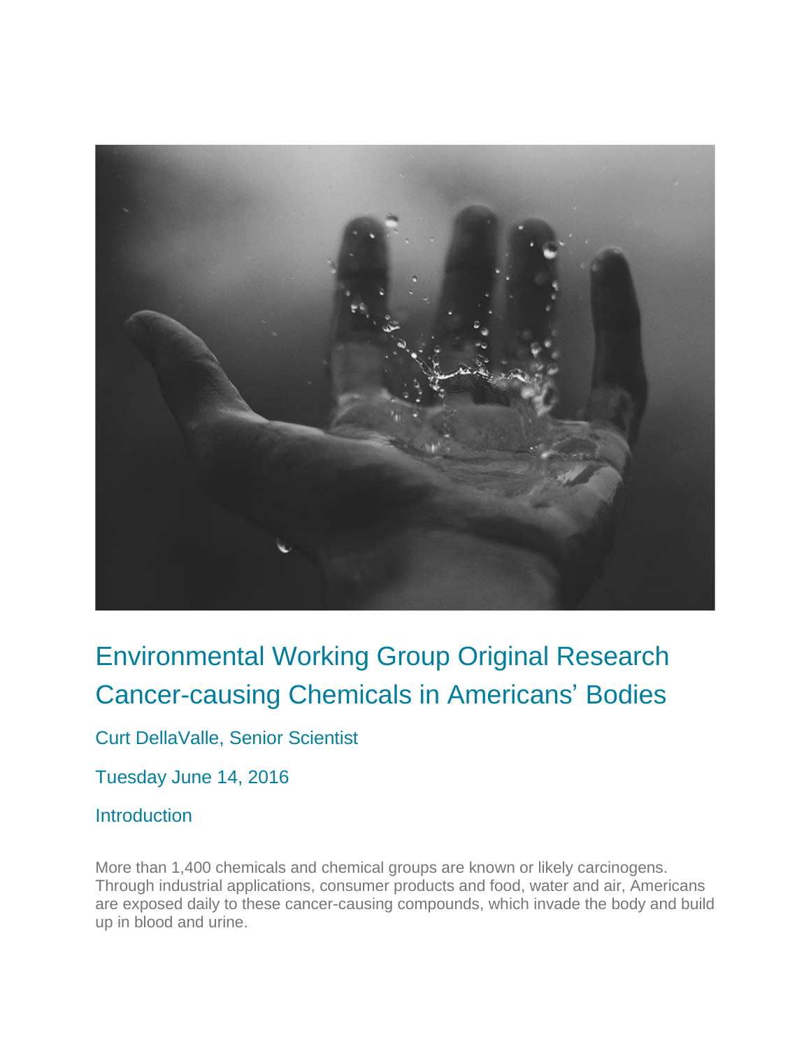# Environmental Working Group Original Research Cancer-causing Chemicals in Americans' Bodies

Curt DellaValle, Senior Scientist

Tuesday June 14, 2016

## Introduction

More than 1,400 chemicals and chemical groups are known or likely carcinogens. Through industrial applications, consumer products and food, water and air, Americans are exposed daily to these cancer-causing compounds, which invade the body and build up in blood and urine.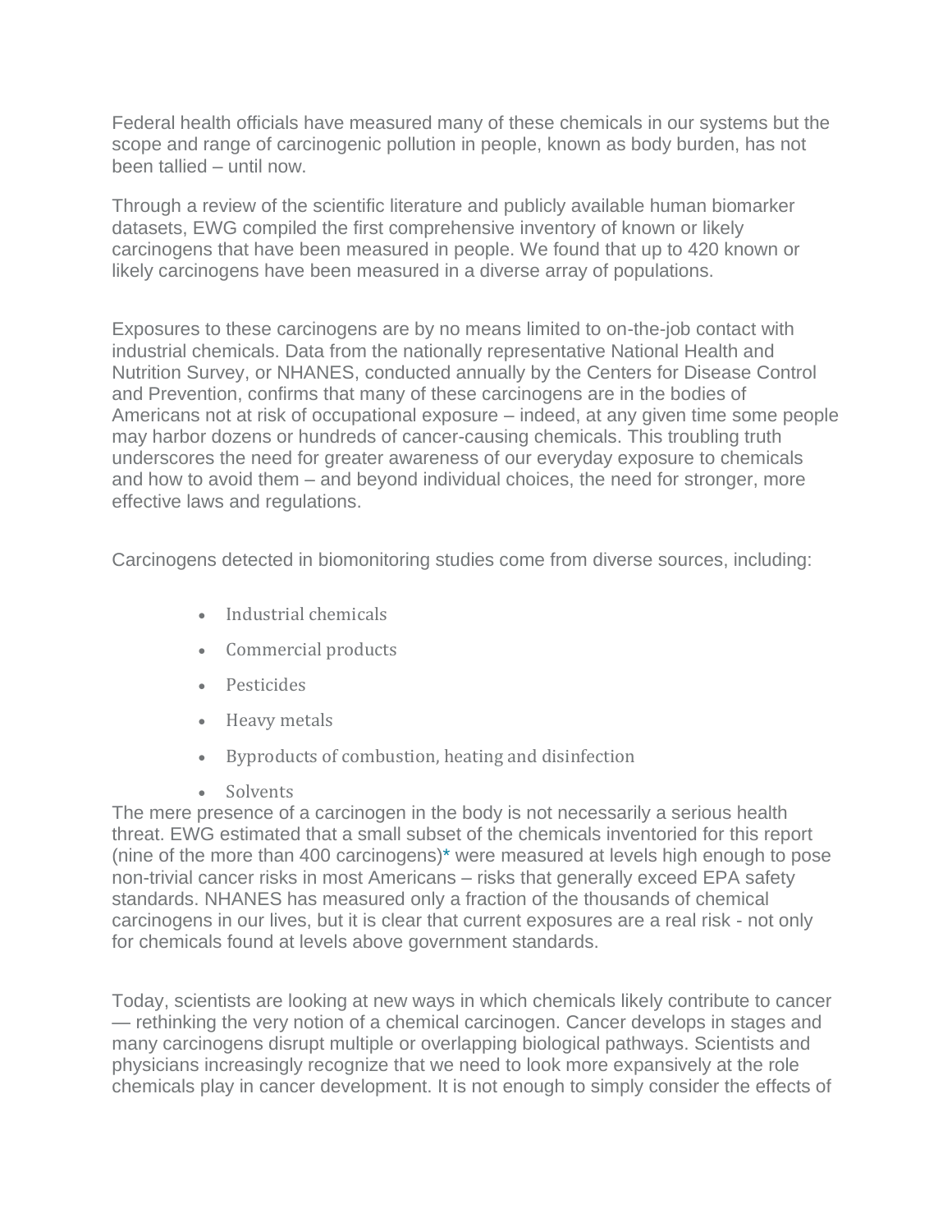Federal health officials have measured many of these chemicals in our systems but the scope and range of carcinogenic pollution in people, known as body burden, has not been tallied – until now.

Through a review of the scientific literature and publicly available human biomarker datasets, EWG compiled the first comprehensive inventory of known or likely carcinogens that have been measured in people. We found that up to 420 known or likely carcinogens have been measured in a diverse array of populations.

Exposures to these carcinogens are by no means limited to on-the-job contact with industrial chemicals. Data from the nationally representative National Health and Nutrition Survey, or NHANES, conducted annually by the Centers for Disease Control and Prevention, confirms that many of these carcinogens are in the bodies of Americans not at risk of occupational exposure – indeed, at any given time some people may harbor dozens or hundreds of cancer-causing chemicals. This troubling truth underscores the need for greater awareness of our everyday exposure to chemicals and how to avoid them – and beyond individual choices, the need for stronger, more effective laws and regulations.

Carcinogens detected in biomonitoring studies come from diverse sources, including:

- Industrial chemicals
- Commercial products
- Pesticides
- Heavy metals
- Byproducts of combustion, heating and disinfection
- Solvents

The mere presence of a carcinogen in the body is not necessarily a serious health threat. EWG estimated that a small subset of the chemicals inventoried for this report (nine of the more than 400 carcinogens)* were measured at levels high enough to pose non-trivial cancer risks in most Americans – risks that generally exceed EPA safety standards. NHANES has measured only a fraction of the thousands of chemical carcinogens in our lives, but it is clear that current exposures are a real risk - not only for chemicals found at levels above government standards.

Today, scientists are looking at new ways in which chemicals likely contribute to cancer — rethinking the very notion of a chemical carcinogen. Cancer develops in stages and many carcinogens disrupt multiple or overlapping biological pathways. Scientists and physicians increasingly recognize that we need to look more expansively at the role chemicals play in cancer development. It is not enough to simply consider the effects of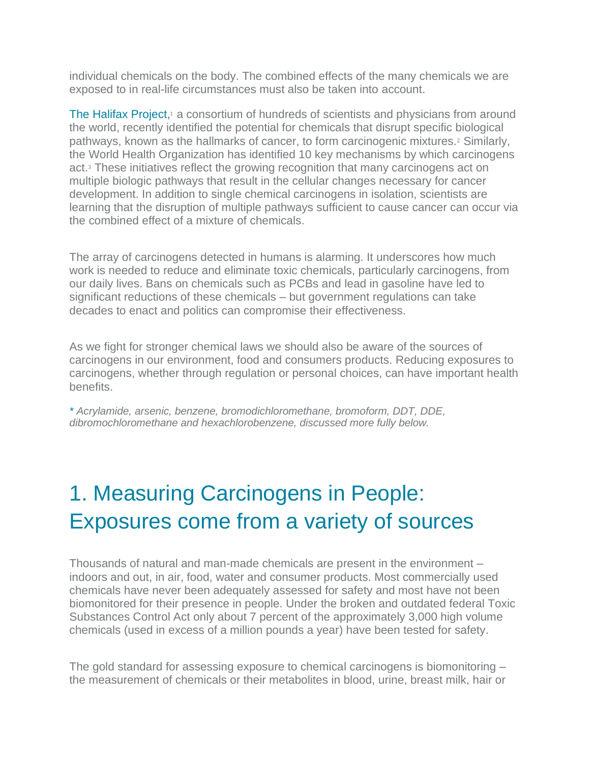individual chemicals on the body. The combined effects of the many chemicals we are exposed to in real-life circumstances must also be taken into account.

The Halifax Project,[1] a consortium of hundreds of scientists and physicians from around the world, recently identified the potential for chemicals that disrupt specific biological pathways, known as the hallmarks of cancer, to form carcinogenic mixtures.[2] Similarly, the World Health Organization has identified 10 key mechanisms by which carcinogens act.[3] These initiatives reflect the growing recognition that many carcinogens act on multiple biologic pathways that result in the cellular changes necessary for cancer development. In addition to single chemical carcinogens in isolation, scientists are learning that the disruption of multiple pathways sufficient to cause cancer can occur via the combined effect of a mixture of chemicals.

The array of carcinogens detected in humans is alarming. It underscores how much work is needed to reduce and eliminate toxic chemicals, particularly carcinogens, from our daily lives. Bans on chemicals such as PCBs and lead in gasoline have led to significant reductions of these chemicals – but government regulations can take decades to enact and politics can compromise their effectiveness.

As we fight for stronger chemical laws we should also be aware of the sources of carcinogens in our environment, food and consumers products. Reducing exposures to carcinogens, whether through regulation or personal choices, can have important health benefits.

*\* Acrylamide, arsenic, benzene, bromodichloromethane, bromoform, DDT, DDE, dibromochloromethane and hexachlorobenzene, discussed more fully below.*

# 1. Measuring Carcinogens in People: Exposures come from a variety of sources

Thousands of natural and man-made chemicals are present in the environment – indoors and out, in air, food, water and consumer products. Most commercially used chemicals have never been adequately assessed for safety and most have not been biomonitored for their presence in people. Under the broken and outdated federal Toxic Substances Control Act only about 7 percent of the approximately 3,000 high volume chemicals (used in excess of a million pounds a year) have been tested for safety.

The gold standard for assessing exposure to chemical carcinogens is biomonitoring – the measurement of chemicals or their metabolites in blood, urine, breast milk, hair or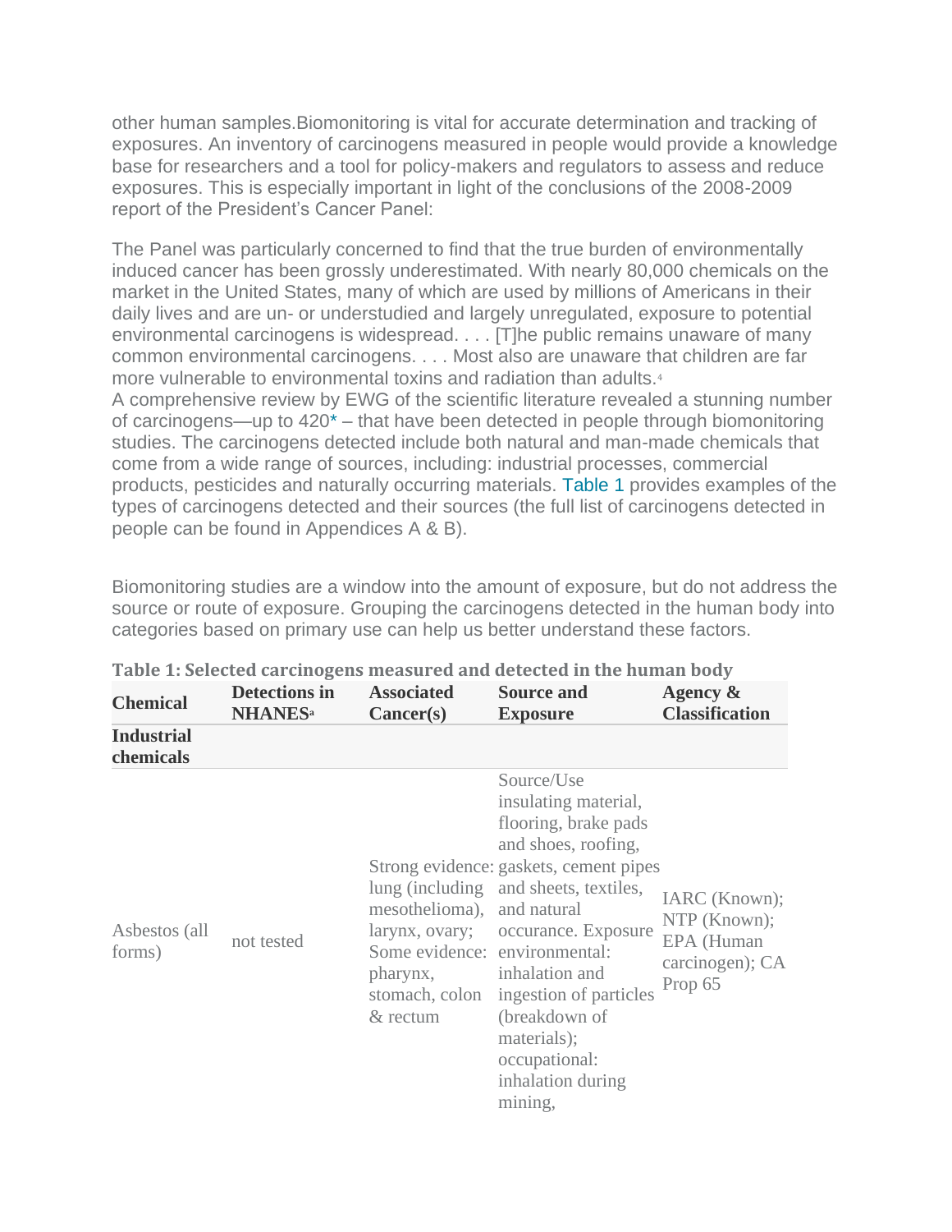other human samples.Biomonitoring is vital for accurate determination and tracking of exposures. An inventory of carcinogens measured in people would provide a knowledge base for researchers and a tool for policy-makers and regulators to assess and reduce exposures. This is especially important in light of the conclusions of the 2008-2009 report of the President's Cancer Panel:

The Panel was particularly concerned to find that the true burden of environmentally induced cancer has been grossly underestimated. With nearly 80,000 chemicals on the market in the United States, many of which are used by millions of Americans in their daily lives and are un- or understudied and largely unregulated, exposure to potential environmental carcinogens is widespread. . . . [T]he public remains unaware of many common environmental carcinogens. . . . Most also are unaware that children are far more vulnerable to environmental toxins and radiation than adults.[4]

A comprehensive review by EWG of the scientific literature revealed a stunning number of carcinogens—up to 420* – that have been detected in people through biomonitoring studies. The carcinogens detected include both natural and man-made chemicals that come from a wide range of sources, including: industrial processes, commercial products, pesticides and naturally occurring materials. Table 1 provides examples of the types of carcinogens detected and their sources (the full list of carcinogens detected in people can be found in Appendices A & B).

Biomonitoring studies are a window into the amount of exposure, but do not address the source or route of exposure. Grouping the carcinogens detected in the human body into categories based on primary use can help us better understand these factors.

**Table 1: Selected carcinogens measured and detected in the human body**

| Chemical | Detections in NHANES[a] | Associated Cancer(s) | Source and Exposure | Agency & Classification |
|---|---|---|---|---|
| **Industrial chemicals** | | | | |
| Asbestos (all forms) | not tested | Strong evidence: lung (including mesothelioma), larynx, ovary; Some evidence: pharynx, stomach, colon & rectum | Source/Use insulating material, flooring, brake pads and shoes, roofing, gaskets, cement pipes and sheets, textiles, and natural occurance. Exposure environmental: inhalation and ingestion of particles (breakdown of materials); occupational: inhalation during mining, | IARC (Known); NTP (Known); EPA (Human carcinogen); CA Prop 65 |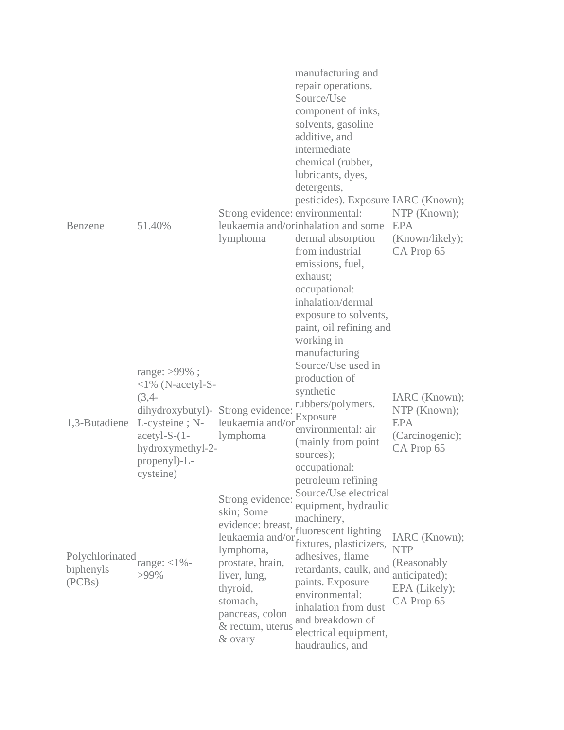| | | | | |
|---|---|---|---|---|
| Benzene | 51.40% | Strong evidence: leukaemia and/or lymphoma | manufacturing and repair operations. Source/Use component of inks, solvents, gasoline additive, and intermediate chemical (rubber, lubricants, dyes, detergents, pesticides). Exposure environmental: inhalation and some dermal absorption from industrial emissions, fuel, exhaust; occupational: inhalation/dermal exposure to solvents, paint, oil refining and working in manufacturing | IARC (Known); NTP (Known); EPA (Known/likely); CA Prop 65 |
| 1,3-Butadiene | range: >99% ; <1% (N-acetyl-S-(3,4-dihydroxybutyl)-L-cysteine ; N-acetyl-S-(1-hydroxymethyl-2-propenyl)-L-cysteine) | Strong evidence: leukaemia and/or lymphoma | Source/Use used in production of synthetic rubbers/polymers. Exposure environmental: air (mainly from point sources); occupational: petroleum refining | IARC (Known); NTP (Known); EPA (Carcinogenic); CA Prop 65 |
| Polychlorinated biphenyls (PCBs) | range: <1%->99% | Strong evidence: skin; Some evidence: breast, leukaemia and/or lymphoma, prostate, brain, liver, lung, thyroid, stomach, pancreas, colon & rectum, uterus & ovary | Source/Use electrical equipment, hydraulic machinery, fluorescent lighting fixtures, plasticizers, adhesives, flame retardants, caulk, and paints. Exposure environmental: inhalation from dust and breakdown of electrical equipment, haudraulics, and | IARC (Known); NTP (Reasonably anticipated); EPA (Likely); CA Prop 65 |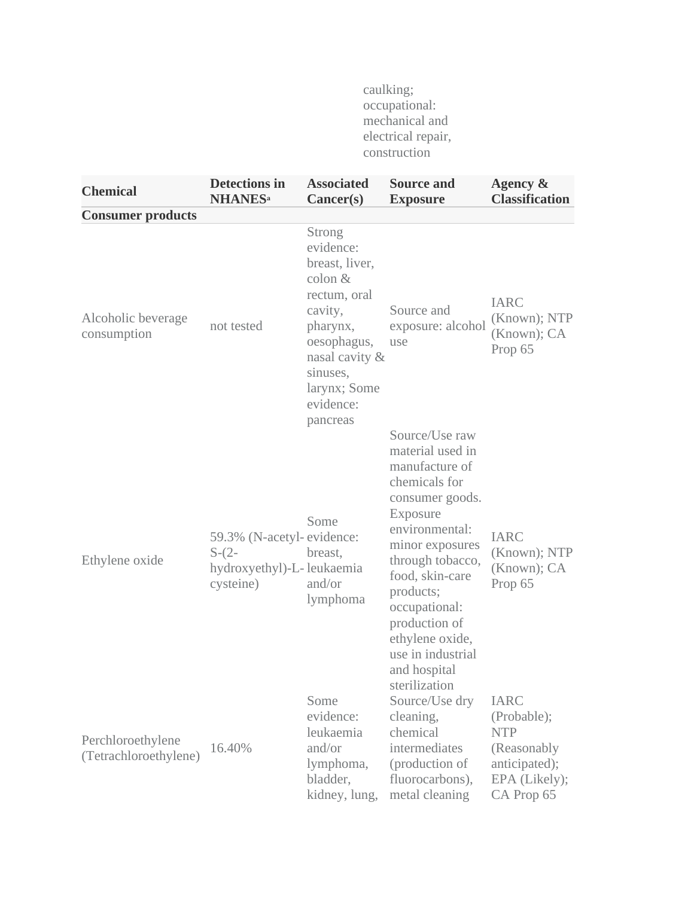| | | | caulking; occupational: mechanical and electrical repair, construction | |
|---|---|---|---|---|

| Chemical | Detections in NHANES[a] | Associated Cancer(s) | Source and Exposure | Agency & Classification |
|---|---|---|---|---|
| **Consumer products** | | | | |
| Alcoholic beverage consumption | not tested | Strong evidence: breast, liver, colon & rectum, oral cavity, pharynx, oesophagus, nasal cavity & sinuses, larynx; Some evidence: pancreas | Source and exposure: alcohol use | IARC (Known); NTP (Known); CA Prop 65 |
| Ethylene oxide | 59.3% (N-acetyl-S-(2-hydroxyethyl)-L-cysteine) | Some evidence: breast, leukaemia and/or lymphoma | Source/Use raw material used in manufacture of chemicals for consumer goods. Exposure environmental: minor exposures through tobacco, food, skin-care products; occupational: production of ethylene oxide, use in industrial and hospital sterilization | IARC (Known); NTP (Known); CA Prop 65 |
| Perchloroethylene (Tetrachloroethylene) | 16.40% | Some evidence: leukaemia and/or lymphoma, bladder, kidney, lung, | Source/Use dry cleaning, chemical intermediates (production of fluorocarbons), metal cleaning | IARC (Probable); NTP (Reasonably anticipated); EPA (Likely); CA Prop 65 |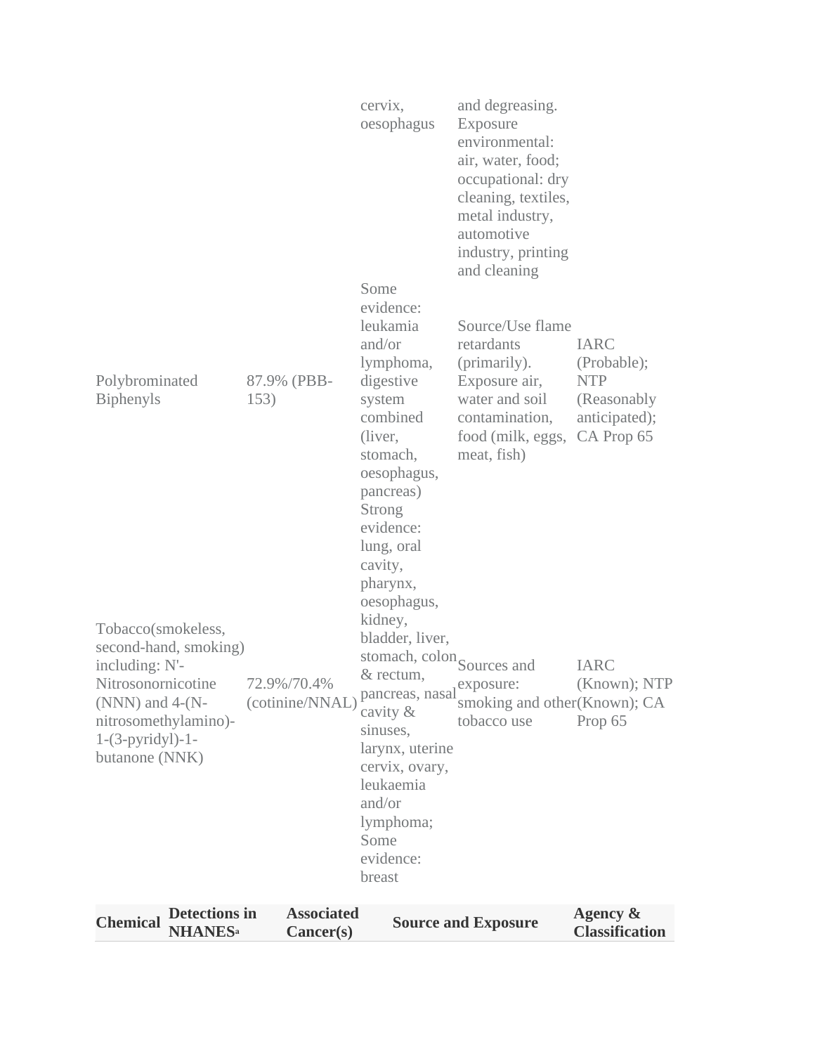| Chemical | Detections in NHANES[a] | Associated Cancer(s) | Source and Exposure | Agency & Classification |
| --- | --- | --- | --- | --- |
| | | cervix, oesophagus | and degreasing. Exposure environmental: air, water, food; occupational: dry cleaning, textiles, metal industry, automotive industry, printing and cleaning | |
| Polybrominated Biphenyls | 87.9% (PBB-153) | Some evidence: leukamia and/or lymphoma, digestive system combined (liver, stomach, oesophagus, pancreas) | Source/Use flame retardants (primarily). Exposure air, water and soil contamination, food (milk, eggs, meat, fish) | IARC (Probable); NTP (Reasonably anticipated); CA Prop 65 |
| Tobacco(smokeless, second-hand, smoking) including: N'-Nitrosonornicotine (NNN) and 4-(N-nitrosomethylamino)-1-(3-pyridyl)-1-butanone (NNK) | 72.9%/70.4% (cotinine/NNAL) | Strong evidence: lung, oral cavity, pharynx, oesophagus, kidney, bladder, liver, stomach, colon & rectum, pancreas, nasal cavity & sinuses, larynx, uterine cervix, ovary, leukaemia and/or lymphoma; Some evidence: breast | Sources and exposure: smoking and other tobacco use | IARC (Known); NTP (Known); CA Prop 65 |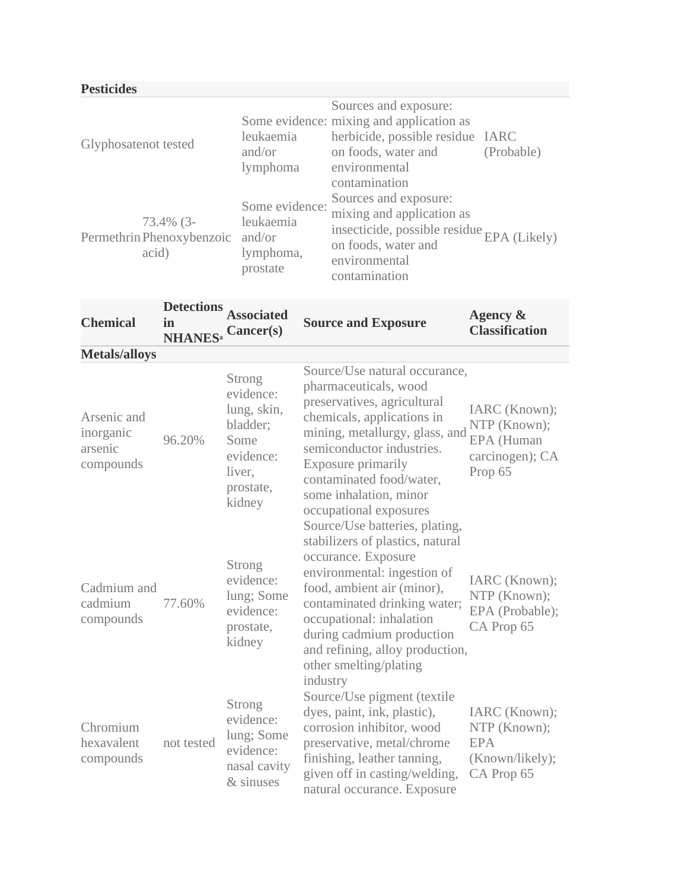| **Pesticides** | | | | |
|---|---|---|---|---|
| Glyphosate | not tested | Some evidence: leukaemia and/or lymphoma | Sources and exposure: mixing and application as herbicide, possible residue on foods, water and environmental contamination | IARC (Probable) |
| Permethrin | 73.4% (3-Phenoxybenzoic acid) | Some evidence: leukaemia and/or lymphoma, prostate | Sources and exposure: mixing and application as insecticide, possible residue on foods, water and environmental contamination | EPA (Likely) |

| Chemical | Detections in NHANES[a] | Associated Cancer(s) | Source and Exposure | Agency & Classification |
|---|---|---|---|---|
| **Metals/alloys** | | | | |
| Arsenic and inorganic arsenic compounds | 96.20% | Strong evidence: lung, skin, bladder; Some evidence: liver, prostate, kidney | Source/Use natural occurance, pharmaceuticals, wood preservatives, agricultural chemicals, applications in mining, metallurgy, glass, and semiconductor industries. Exposure primarily contaminated food/water, some inhalation, minor occupational exposures | IARC (Known); NTP (Known); EPA (Human carcinogen); CA Prop 65 |
| Cadmium and cadmium compounds | 77.60% | Strong evidence: lung; Some evidence: prostate, kidney | Source/Use batteries, plating, stabilizers of plastics, natural occurance. Exposure environmental: ingestion of food, ambient air (minor), contaminated drinking water; occupational: inhalation during cadmium production and refining, alloy production, other smelting/plating industry | IARC (Known); NTP (Known); EPA (Probable); CA Prop 65 |
| Chromium hexavalent compounds | not tested | Strong evidence: lung; Some evidence: nasal cavity & sinuses | Source/Use pigment (textile dyes, paint, ink, plastic), corrosion inhibitor, wood preservative, metal/chrome finishing, leather tanning, given off in casting/welding, natural occurance. Exposure | IARC (Known); NTP (Known); EPA (Known/likely); CA Prop 65 |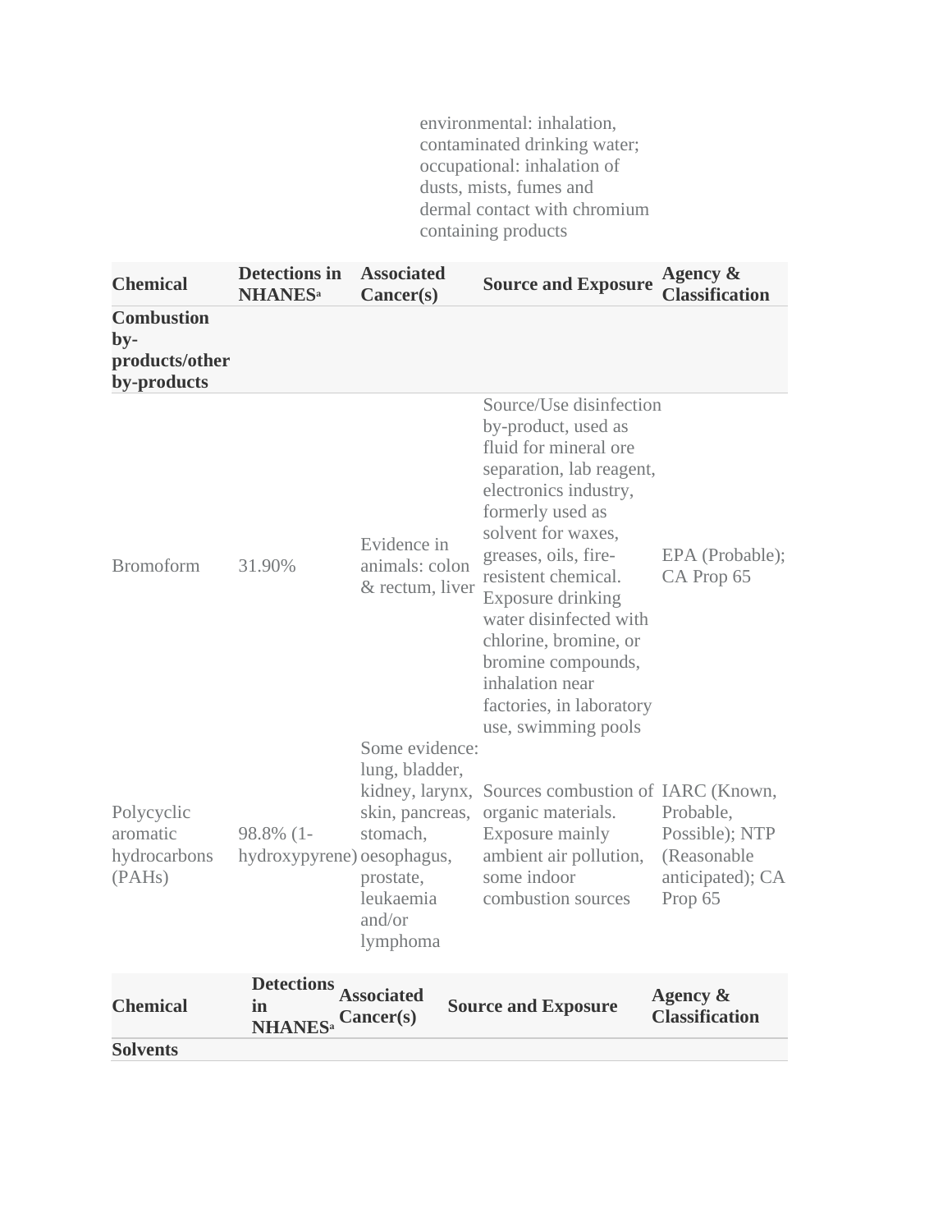| | | | environmental: inhalation, contaminated drinking water; occupational: inhalation of dusts, mists, fumes and dermal contact with chromium containing products | |
|---|---|---|---|---|

| Chemical | Detections in NHANES[a] | Associated Cancer(s) | Source and Exposure | Agency & Classification |
|---|---|---|---|---|
| **Combustion by-products/other by-products** | | | | |
| Bromoform | 31.90% | Evidence in animals: colon & rectum, liver | Source/Use disinfection by-product, used as fluid for mineral ore separation, lab reagent, electronics industry, formerly used as solvent for waxes, greases, oils, fire-resistent chemical. Exposure drinking water disinfected with chlorine, bromine, or bromine compounds, inhalation near factories, in laboratory use, swimming pools | EPA (Probable); CA Prop 65 |
| Polycyclic aromatic hydrocarbons (PAHs) | 98.8% (1-hydroxypyrene) | Some evidence: lung, bladder, kidney, larynx, skin, pancreas, stomach, oesophagus, prostate, leukaemia and/or lymphoma | Sources combustion of organic materials. Exposure mainly ambient air pollution, some indoor combustion sources | IARC (Known, Probable, Possible); NTP (Reasonable anticipated); CA Prop 65 |

| Chemical | Detections in NHANES[a] | Associated Cancer(s) | Source and Exposure | Agency & Classification |
|---|---|---|---|---|
| **Solvents** | | | | |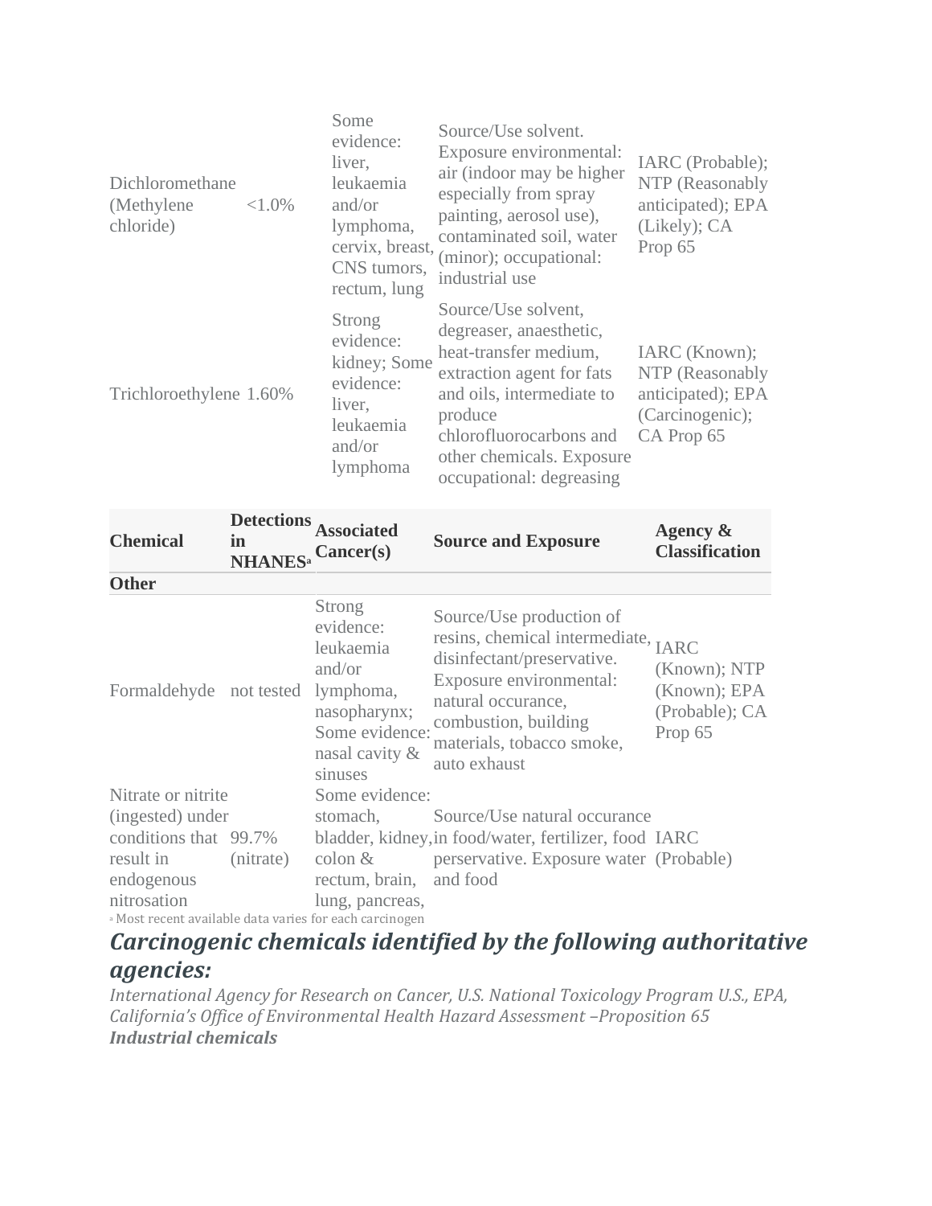| Chemical | Detections in NHANES[a] | Associated Cancer(s) | Source and Exposure | Agency & Classification |
|---|---|---|---|---|
| Dichloromethane (Methylene chloride) | <1.0% | Some evidence: liver, leukaemia and/or lymphoma, cervix, breast, CNS tumors, rectum, lung | Source/Use solvent. Exposure environmental: air (indoor may be higher especially from spray painting, aerosol use), contaminated soil, water (minor); occupational: industrial use | IARC (Probable); NTP (Reasonably anticipated); EPA (Likely); CA Prop 65 |
| Trichloroethylene | 1.60% | Strong evidence: kidney; Some evidence: liver, leukaemia and/or lymphoma | Source/Use solvent, degreaser, anaesthetic, heat-transfer medium, extraction agent for fats and oils, intermediate to produce chlorofluorocarbons and other chemicals. Exposure occupational: degreasing | IARC (Known); NTP (Reasonably anticipated); EPA (Carcinogenic); CA Prop 65 |
| **Other** | | | | |
| Formaldehyde | not tested | Strong evidence: leukaemia and/or lymphoma, nasopharynx; Some evidence: nasal cavity & sinuses | Source/Use production of resins, chemical intermediate, disinfectant/preservative. Exposure environmental: natural occurance, combustion, building materials, tobacco smoke, auto exhaust | IARC (Known); NTP (Known); EPA (Probable); CA Prop 65 |
| Nitrate or nitrite (ingested) under conditions that result in endogenous nitrosation | 99.7% (nitrate) | Some evidence: stomach, bladder, kidney, colon & rectum, brain, lung, pancreas, | Source/Use natural occurance in food/water, fertilizer, food perservative. Exposure water and food | IARC (Probable) |

[a] Most recent available data varies for each carcinogen

## *Carcinogenic chemicals identified by the following authoritative agencies:*

*International Agency for Research on Cancer, U.S. National Toxicology Program U.S., EPA, California's Office of Environmental Health Hazard Assessment –Proposition 65*

***Industrial chemicals***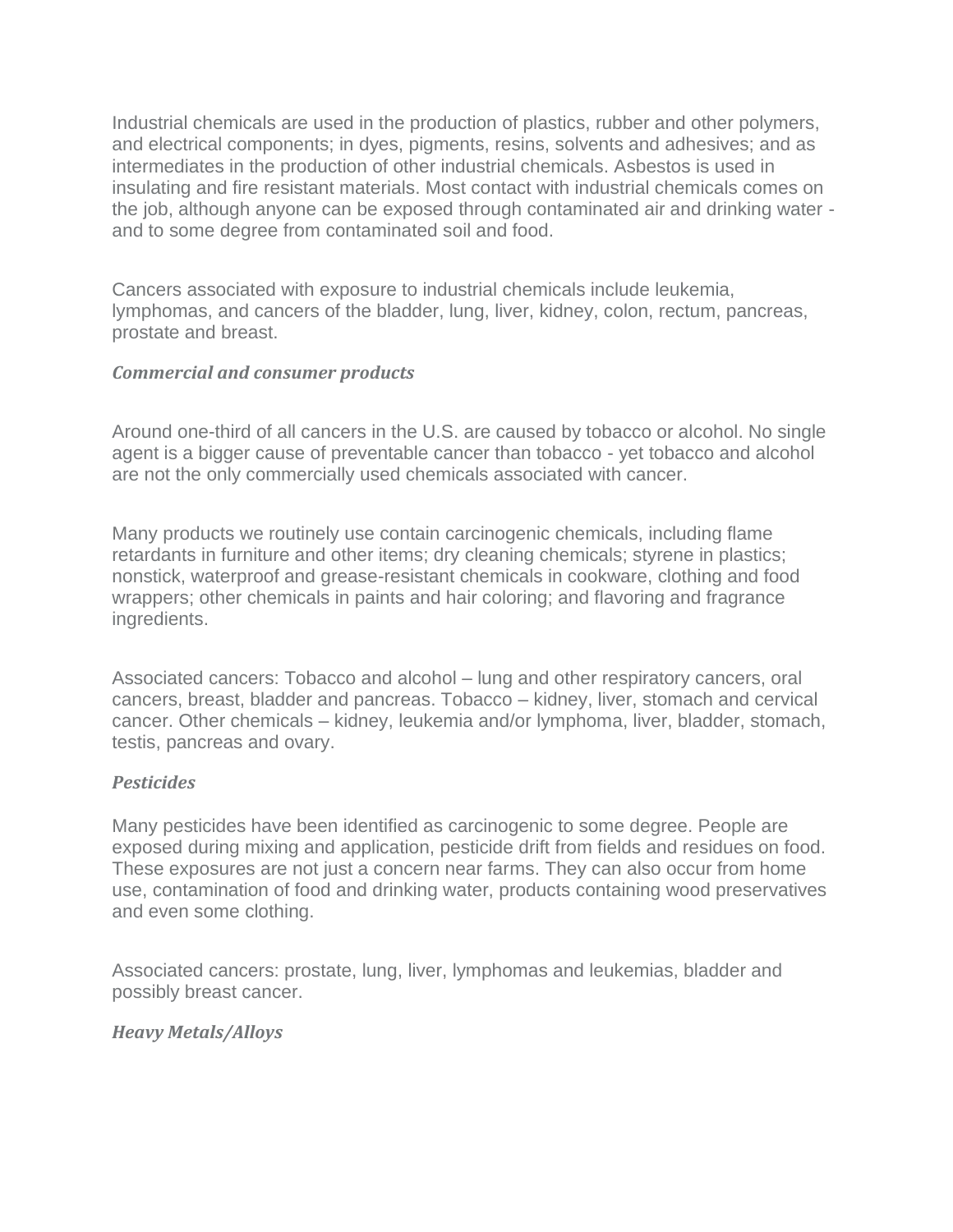Industrial chemicals are used in the production of plastics, rubber and other polymers, and electrical components; in dyes, pigments, resins, solvents and adhesives; and as intermediates in the production of other industrial chemicals. Asbestos is used in insulating and fire resistant materials. Most contact with industrial chemicals comes on the job, although anyone can be exposed through contaminated air and drinking water - and to some degree from contaminated soil and food.

Cancers associated with exposure to industrial chemicals include leukemia, lymphomas, and cancers of the bladder, lung, liver, kidney, colon, rectum, pancreas, prostate and breast.

***Commercial and consumer products***

Around one-third of all cancers in the U.S. are caused by tobacco or alcohol. No single agent is a bigger cause of preventable cancer than tobacco - yet tobacco and alcohol are not the only commercially used chemicals associated with cancer.

Many products we routinely use contain carcinogenic chemicals, including flame retardants in furniture and other items; dry cleaning chemicals; styrene in plastics; nonstick, waterproof and grease-resistant chemicals in cookware, clothing and food wrappers; other chemicals in paints and hair coloring; and flavoring and fragrance ingredients.

Associated cancers: Tobacco and alcohol – lung and other respiratory cancers, oral cancers, breast, bladder and pancreas. Tobacco – kidney, liver, stomach and cervical cancer. Other chemicals – kidney, leukemia and/or lymphoma, liver, bladder, stomach, testis, pancreas and ovary.

***Pesticides***

Many pesticides have been identified as carcinogenic to some degree. People are exposed during mixing and application, pesticide drift from fields and residues on food. These exposures are not just a concern near farms. They can also occur from home use, contamination of food and drinking water, products containing wood preservatives and even some clothing.

Associated cancers: prostate, lung, liver, lymphomas and leukemias, bladder and possibly breast cancer.

***Heavy Metals/Alloys***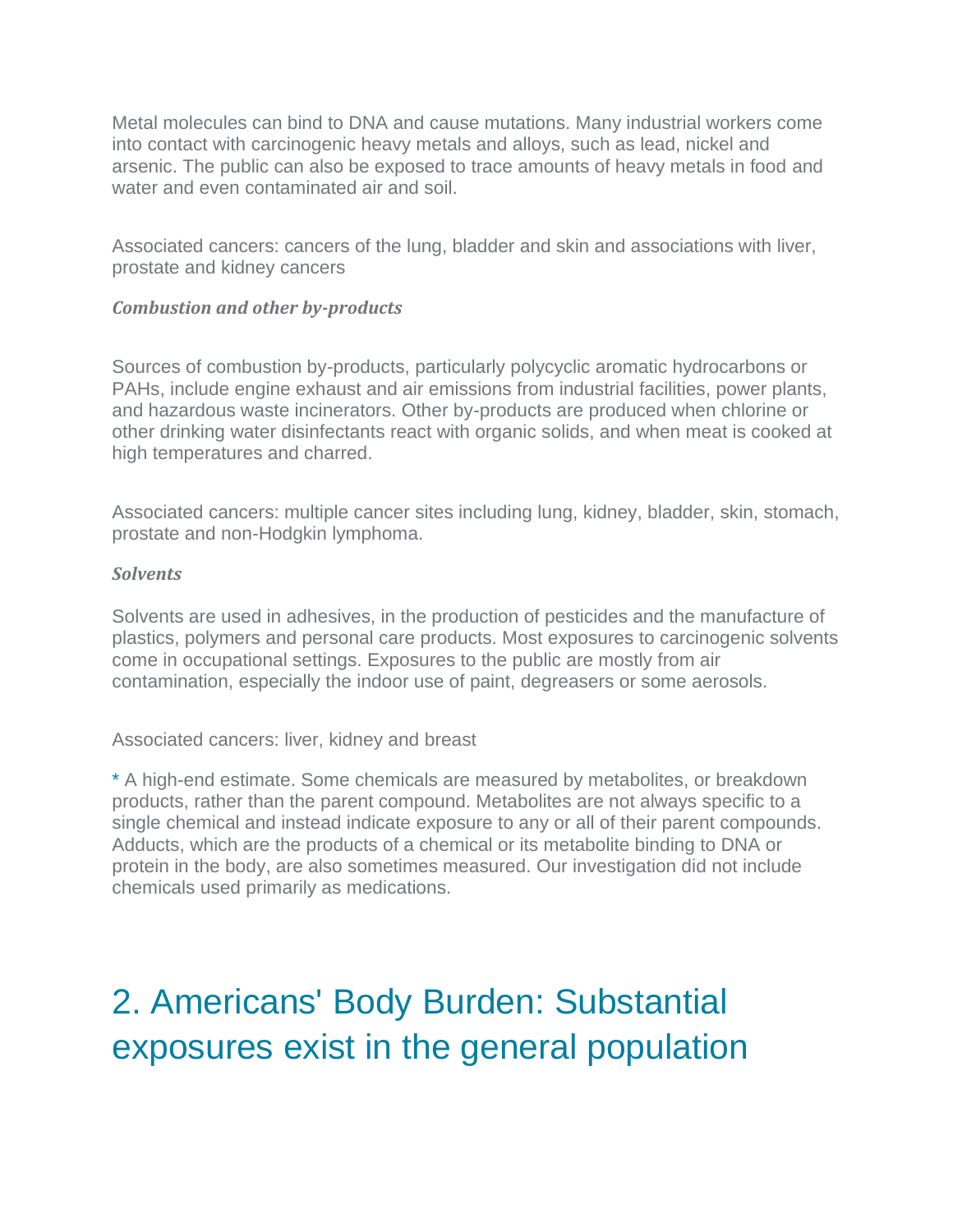Metal molecules can bind to DNA and cause mutations. Many industrial workers come into contact with carcinogenic heavy metals and alloys, such as lead, nickel and arsenic. The public can also be exposed to trace amounts of heavy metals in food and water and even contaminated air and soil.

Associated cancers: cancers of the lung, bladder and skin and associations with liver, prostate and kidney cancers

***Combustion and other by-products***

Sources of combustion by-products, particularly polycyclic aromatic hydrocarbons or PAHs, include engine exhaust and air emissions from industrial facilities, power plants, and hazardous waste incinerators. Other by-products are produced when chlorine or other drinking water disinfectants react with organic solids, and when meat is cooked at high temperatures and charred.

Associated cancers: multiple cancer sites including lung, kidney, bladder, skin, stomach, prostate and non-Hodgkin lymphoma.

***Solvents***

Solvents are used in adhesives, in the production of pesticides and the manufacture of plastics, polymers and personal care products. Most exposures to carcinogenic solvents come in occupational settings. Exposures to the public are mostly from air contamination, especially the indoor use of paint, degreasers or some aerosols.

Associated cancers: liver, kidney and breast

* A high-end estimate. Some chemicals are measured by metabolites, or breakdown products, rather than the parent compound. Metabolites are not always specific to a single chemical and instead indicate exposure to any or all of their parent compounds. Adducts, which are the products of a chemical or its metabolite binding to DNA or protein in the body, are also sometimes measured. Our investigation did not include chemicals used primarily as medications.

# 2. Americans' Body Burden: Substantial exposures exist in the general population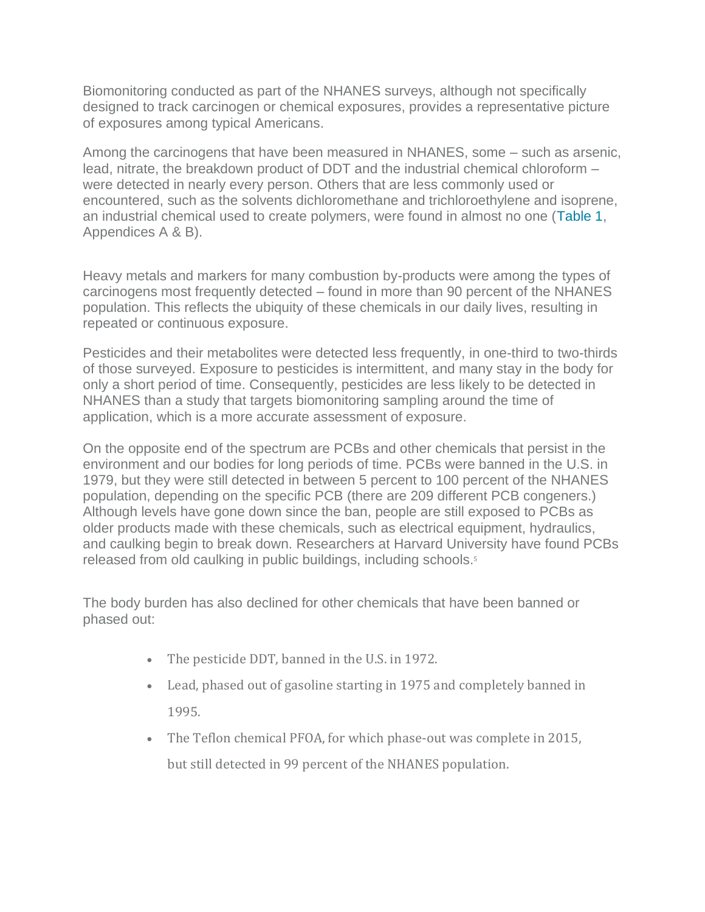Biomonitoring conducted as part of the NHANES surveys, although not specifically designed to track carcinogen or chemical exposures, provides a representative picture of exposures among typical Americans.

Among the carcinogens that have been measured in NHANES, some – such as arsenic, lead, nitrate, the breakdown product of DDT and the industrial chemical chloroform – were detected in nearly every person. Others that are less commonly used or encountered, such as the solvents dichloromethane and trichloroethylene and isoprene, an industrial chemical used to create polymers, were found in almost no one (Table 1, Appendices A & B).

Heavy metals and markers for many combustion by-products were among the types of carcinogens most frequently detected – found in more than 90 percent of the NHANES population. This reflects the ubiquity of these chemicals in our daily lives, resulting in repeated or continuous exposure.

Pesticides and their metabolites were detected less frequently, in one-third to two-thirds of those surveyed. Exposure to pesticides is intermittent, and many stay in the body for only a short period of time. Consequently, pesticides are less likely to be detected in NHANES than a study that targets biomonitoring sampling around the time of application, which is a more accurate assessment of exposure.

On the opposite end of the spectrum are PCBs and other chemicals that persist in the environment and our bodies for long periods of time. PCBs were banned in the U.S. in 1979, but they were still detected in between 5 percent to 100 percent of the NHANES population, depending on the specific PCB (there are 209 different PCB congeners.) Although levels have gone down since the ban, people are still exposed to PCBs as older products made with these chemicals, such as electrical equipment, hydraulics, and caulking begin to break down. Researchers at Harvard University have found PCBs released from old caulking in public buildings, including schools.[5]

The body burden has also declined for other chemicals that have been banned or phased out:

- The pesticide DDT, banned in the U.S. in 1972.
- Lead, phased out of gasoline starting in 1975 and completely banned in 1995.
- The Teflon chemical PFOA, for which phase-out was complete in 2015, but still detected in 99 percent of the NHANES population.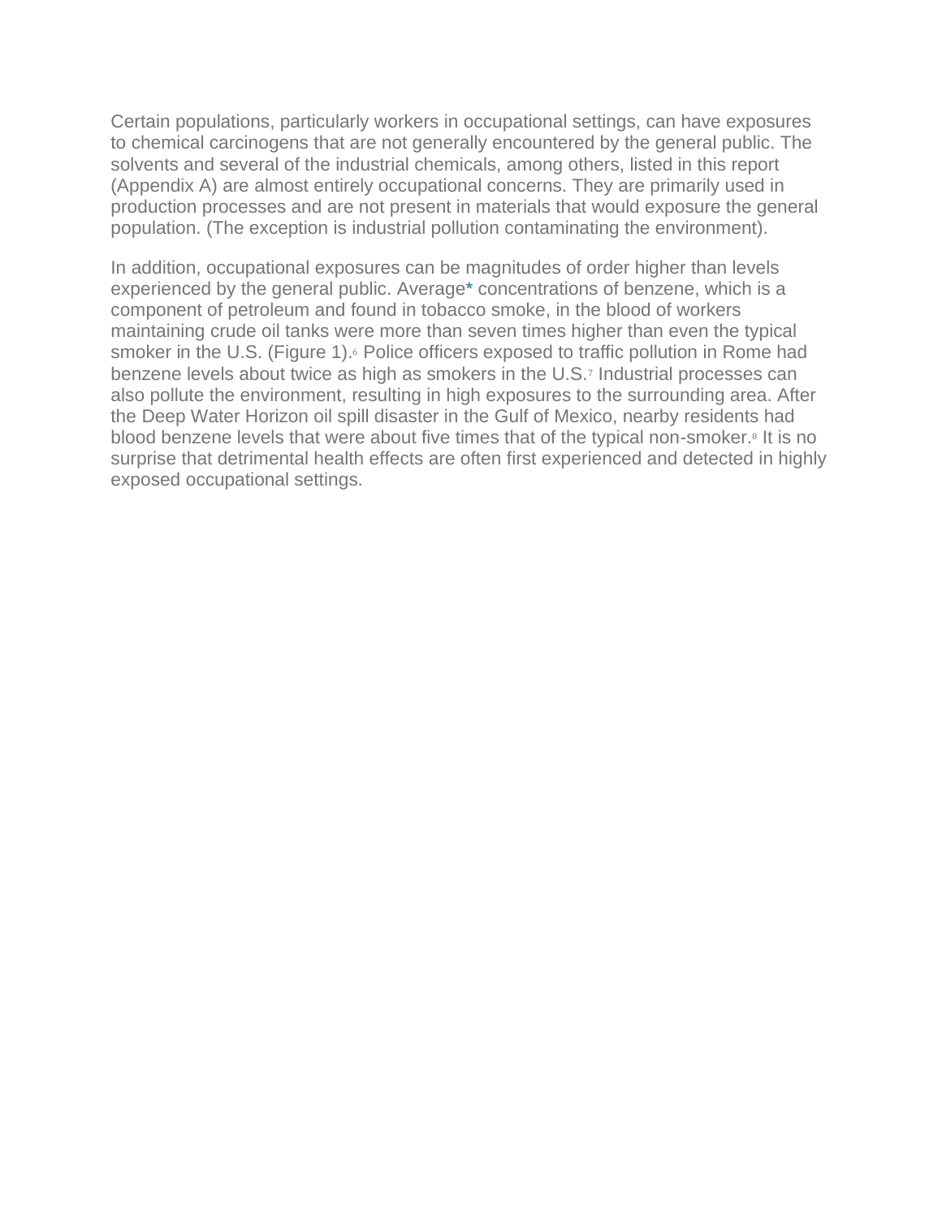Certain populations, particularly workers in occupational settings, can have exposures to chemical carcinogens that are not generally encountered by the general public. The solvents and several of the industrial chemicals, among others, listed in this report (Appendix A) are almost entirely occupational concerns. They are primarily used in production processes and are not present in materials that would exposure the general population. (The exception is industrial pollution contaminating the environment).

In addition, occupational exposures can be magnitudes of order higher than levels experienced by the general public. Average* concentrations of benzene, which is a component of petroleum and found in tobacco smoke, in the blood of workers maintaining crude oil tanks were more than seven times higher than even the typical smoker in the U.S. (Figure 1).[6] Police officers exposed to traffic pollution in Rome had benzene levels about twice as high as smokers in the U.S.[7] Industrial processes can also pollute the environment, resulting in high exposures to the surrounding area. After the Deep Water Horizon oil spill disaster in the Gulf of Mexico, nearby residents had blood benzene levels that were about five times that of the typical non-smoker.[8] It is no surprise that detrimental health effects are often first experienced and detected in highly exposed occupational settings.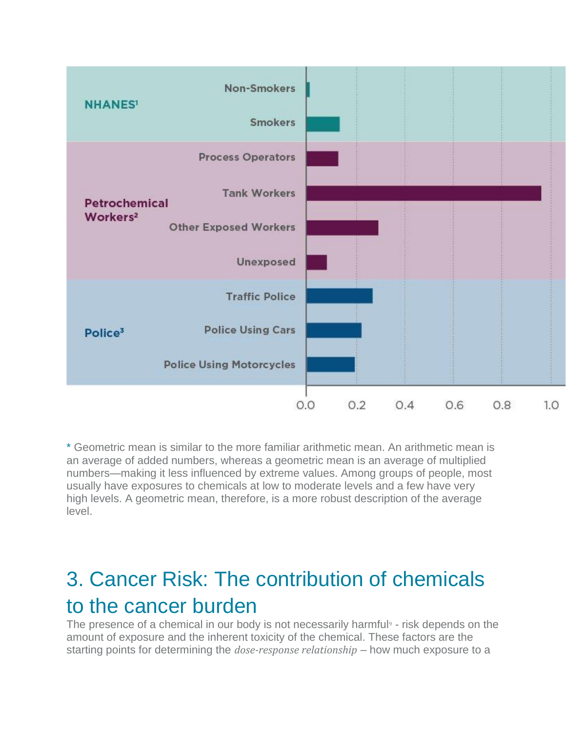| Group | Category | Value |
|---|---|---|
| NHANES[1] | Non-Smokers | |
| | Smokers | |
| Petrochemical Workers[2] | Process Operators | |
| | Tank Workers | |
| | Other Exposed Workers | |
| | Unexposed | |
| Police[3] | Traffic Police | |
| | Police Using Cars | |
| | Police Using Motorcycles | |

0.0 0.2 0.4 0.6 0.8 1.0

* Geometric mean is similar to the more familiar arithmetic mean. An arithmetic mean is an average of added numbers, whereas a geometric mean is an average of multiplied numbers—making it less influenced by extreme values. Among groups of people, most usually have exposures to chemicals at low to moderate levels and a few have very high levels. A geometric mean, therefore, is a more robust description of the average level.

## 3. Cancer Risk: The contribution of chemicals to the cancer burden

The presence of a chemical in our body is not necessarily harmful[9] - risk depends on the amount of exposure and the inherent toxicity of the chemical. These factors are the starting points for determining the *dose-response relationship* – how much exposure to a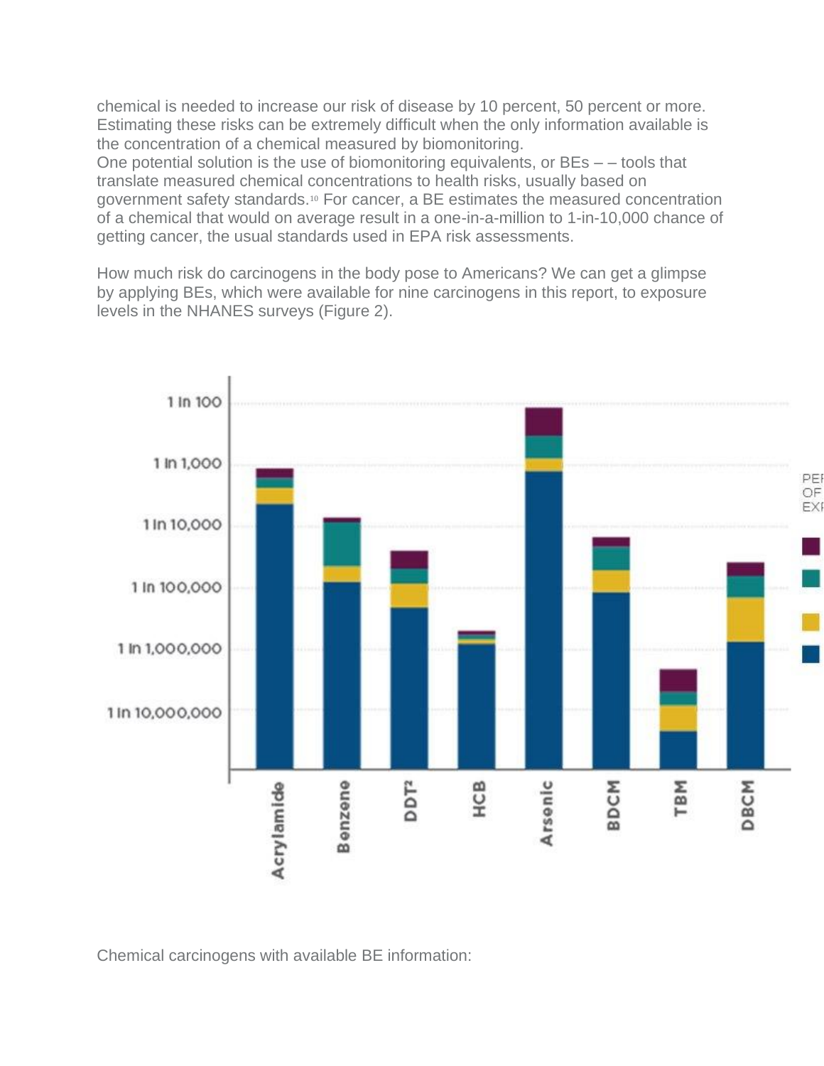chemical is needed to increase our risk of disease by 10 percent, 50 percent or more. Estimating these risks can be extremely difficult when the only information available is the concentration of a chemical measured by biomonitoring.

One potential solution is the use of biomonitoring equivalents, or BEs – – tools that translate measured chemical concentrations to health risks, usually based on government safety standards.[10] For cancer, a BE estimates the measured concentration of a chemical that would on average result in a one-in-a-million to 1-in-10,000 chance of getting cancer, the usual standards used in EPA risk assessments.

How much risk do carcinogens in the body pose to Americans? We can get a glimpse by applying BEs, which were available for nine carcinogens in this report, to exposure levels in the NHANES surveys (Figure 2).

Chemical carcinogens with available BE information: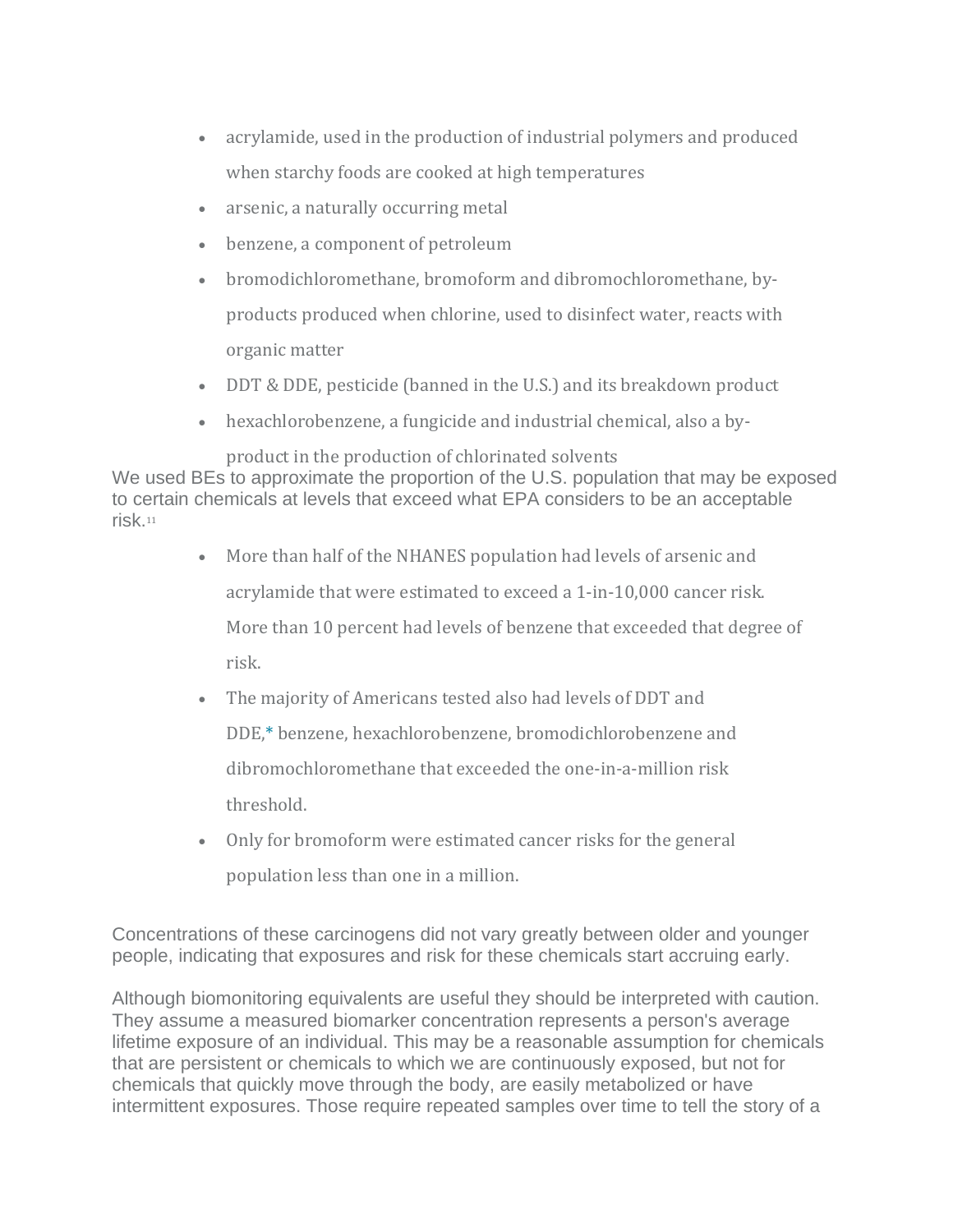- acrylamide, used in the production of industrial polymers and produced when starchy foods are cooked at high temperatures
- arsenic, a naturally occurring metal
- benzene, a component of petroleum
- bromodichloromethane, bromoform and dibromochloromethane, by-products produced when chlorine, used to disinfect water, reacts with organic matter
- DDT & DDE, pesticide (banned in the U.S.) and its breakdown product
- hexachlorobenzene, a fungicide and industrial chemical, also a by-product in the production of chlorinated solvents

We used BEs to approximate the proportion of the U.S. population that may be exposed to certain chemicals at levels that exceed what EPA considers to be an acceptable risk.[11]

- More than half of the NHANES population had levels of arsenic and acrylamide that were estimated to exceed a 1-in-10,000 cancer risk. More than 10 percent had levels of benzene that exceeded that degree of risk.
- The majority of Americans tested also had levels of DDT and DDE,* benzene, hexachlorobenzene, bromodichlorobenzene and dibromochloromethane that exceeded the one-in-a-million risk threshold.
- Only for bromoform were estimated cancer risks for the general population less than one in a million.

Concentrations of these carcinogens did not vary greatly between older and younger people, indicating that exposures and risk for these chemicals start accruing early.

Although biomonitoring equivalents are useful they should be interpreted with caution. They assume a measured biomarker concentration represents a person's average lifetime exposure of an individual. This may be a reasonable assumption for chemicals that are persistent or chemicals to which we are continuously exposed, but not for chemicals that quickly move through the body, are easily metabolized or have intermittent exposures. Those require repeated samples over time to tell the story of a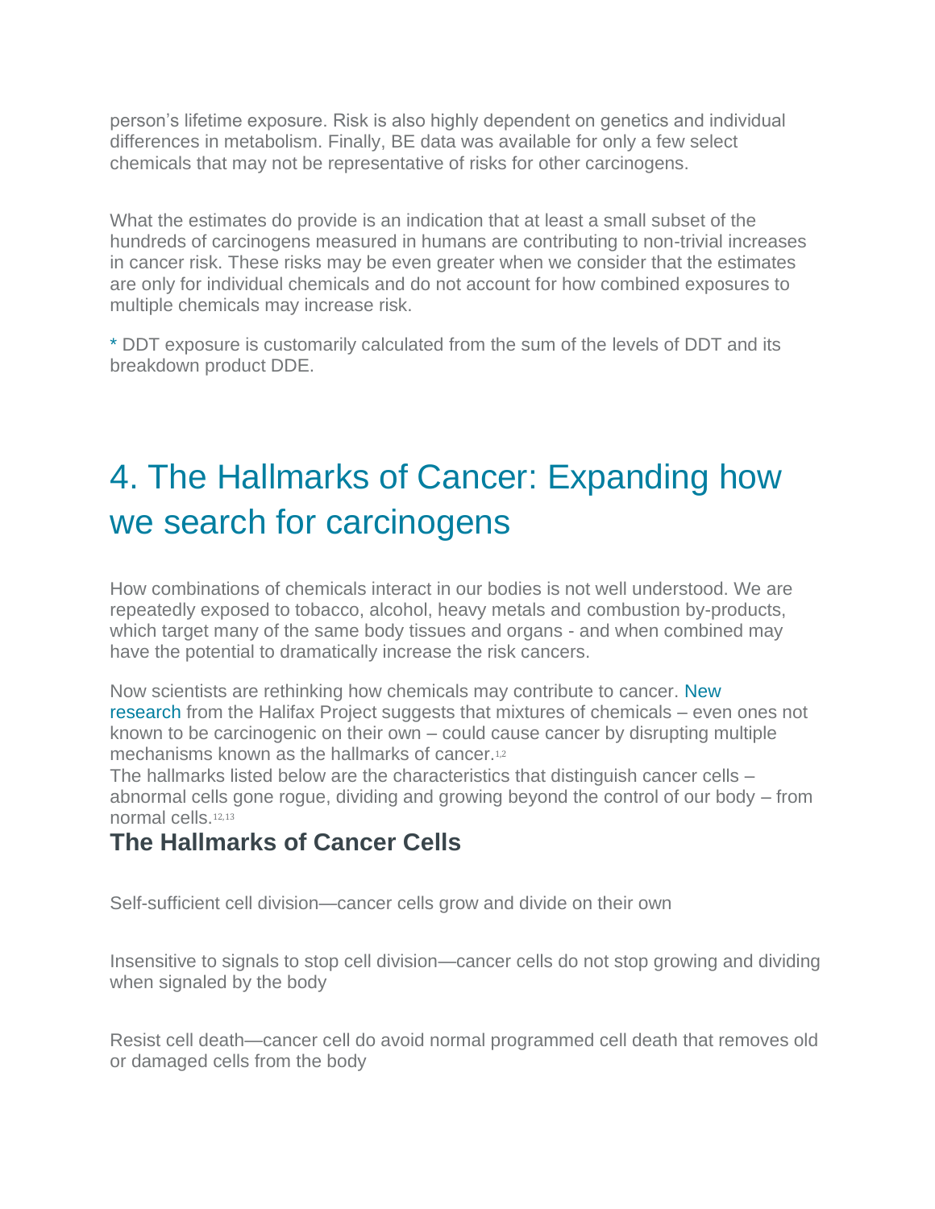person's lifetime exposure. Risk is also highly dependent on genetics and individual differences in metabolism. Finally, BE data was available for only a few select chemicals that may not be representative of risks for other carcinogens.

What the estimates do provide is an indication that at least a small subset of the hundreds of carcinogens measured in humans are contributing to non-trivial increases in cancer risk. These risks may be even greater when we consider that the estimates are only for individual chemicals and do not account for how combined exposures to multiple chemicals may increase risk.

* DDT exposure is customarily calculated from the sum of the levels of DDT and its breakdown product DDE.

# 4. The Hallmarks of Cancer: Expanding how we search for carcinogens

How combinations of chemicals interact in our bodies is not well understood. We are repeatedly exposed to tobacco, alcohol, heavy metals and combustion by-products, which target many of the same body tissues and organs - and when combined may have the potential to dramatically increase the risk cancers.

Now scientists are rethinking how chemicals may contribute to cancer. New research from the Halifax Project suggests that mixtures of chemicals – even ones not known to be carcinogenic on their own – could cause cancer by disrupting multiple mechanisms known as the hallmarks of cancer.[1,2]
The hallmarks listed below are the characteristics that distinguish cancer cells – abnormal cells gone rogue, dividing and growing beyond the control of our body – from normal cells.[12,13]

## The Hallmarks of Cancer Cells

Self-sufficient cell division—cancer cells grow and divide on their own

Insensitive to signals to stop cell division—cancer cells do not stop growing and dividing when signaled by the body

Resist cell death—cancer cell do avoid normal programmed cell death that removes old or damaged cells from the body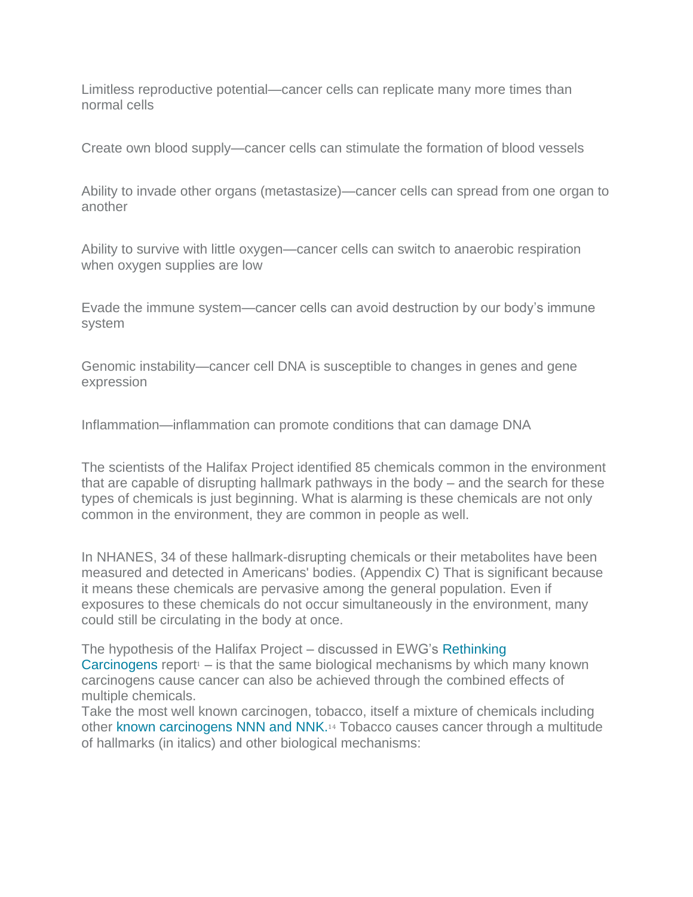Limitless reproductive potential—cancer cells can replicate many more times than normal cells

Create own blood supply—cancer cells can stimulate the formation of blood vessels

Ability to invade other organs (metastasize)—cancer cells can spread from one organ to another

Ability to survive with little oxygen—cancer cells can switch to anaerobic respiration when oxygen supplies are low

Evade the immune system—cancer cells can avoid destruction by our body's immune system

Genomic instability—cancer cell DNA is susceptible to changes in genes and gene expression

Inflammation—inflammation can promote conditions that can damage DNA

The scientists of the Halifax Project identified 85 chemicals common in the environment that are capable of disrupting hallmark pathways in the body – and the search for these types of chemicals is just beginning. What is alarming is these chemicals are not only common in the environment, they are common in people as well.

In NHANES, 34 of these hallmark-disrupting chemicals or their metabolites have been measured and detected in Americans' bodies. (Appendix C) That is significant because it means these chemicals are pervasive among the general population. Even if exposures to these chemicals do not occur simultaneously in the environment, many could still be circulating in the body at once.

The hypothesis of the Halifax Project – discussed in EWG's Rethinking Carcinogens report[1] – is that the same biological mechanisms by which many known carcinogens cause cancer can also be achieved through the combined effects of multiple chemicals.
Take the most well known carcinogen, tobacco, itself a mixture of chemicals including other known carcinogens NNN and NNK.[14] Tobacco causes cancer through a multitude of hallmarks (in italics) and other biological mechanisms: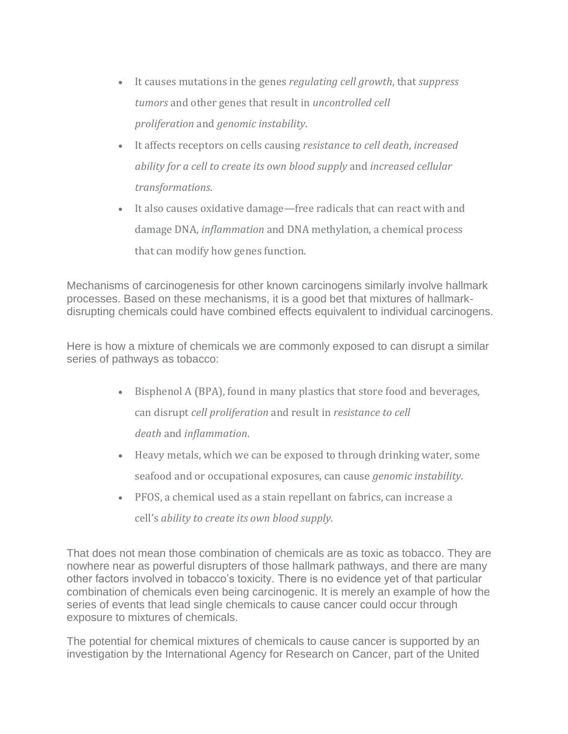- It causes mutations in the genes *regulating cell growth*, that *suppress tumors* and other genes that result in *uncontrolled cell proliferation* and *genomic instability*.
- It affects receptors on cells causing *resistance to cell death*, *increased ability for a cell to create its own blood supply* and *increased cellular transformations*.
- It also causes oxidative damage—free radicals that can react with and damage DNA, *inflammation* and DNA methylation, a chemical process that can modify how genes function.

Mechanisms of carcinogenesis for other known carcinogens similarly involve hallmark processes. Based on these mechanisms, it is a good bet that mixtures of hallmark-disrupting chemicals could have combined effects equivalent to individual carcinogens.

Here is how a mixture of chemicals we are commonly exposed to can disrupt a similar series of pathways as tobacco:

- Bisphenol A (BPA), found in many plastics that store food and beverages, can disrupt *cell proliferation* and result in *resistance to cell death* and *inflammation*.
- Heavy metals, which we can be exposed to through drinking water, some seafood and or occupational exposures, can cause *genomic instability*.
- PFOS, a chemical used as a stain repellant on fabrics, can increase a cell's *ability to create its own blood supply*.

That does not mean those combination of chemicals are as toxic as tobacco. They are nowhere near as powerful disrupters of those hallmark pathways, and there are many other factors involved in tobacco's toxicity. There is no evidence yet of that particular combination of chemicals even being carcinogenic. It is merely an example of how the series of events that lead single chemicals to cause cancer could occur through exposure to mixtures of chemicals.

The potential for chemical mixtures of chemicals to cause cancer is supported by an investigation by the International Agency for Research on Cancer, part of the United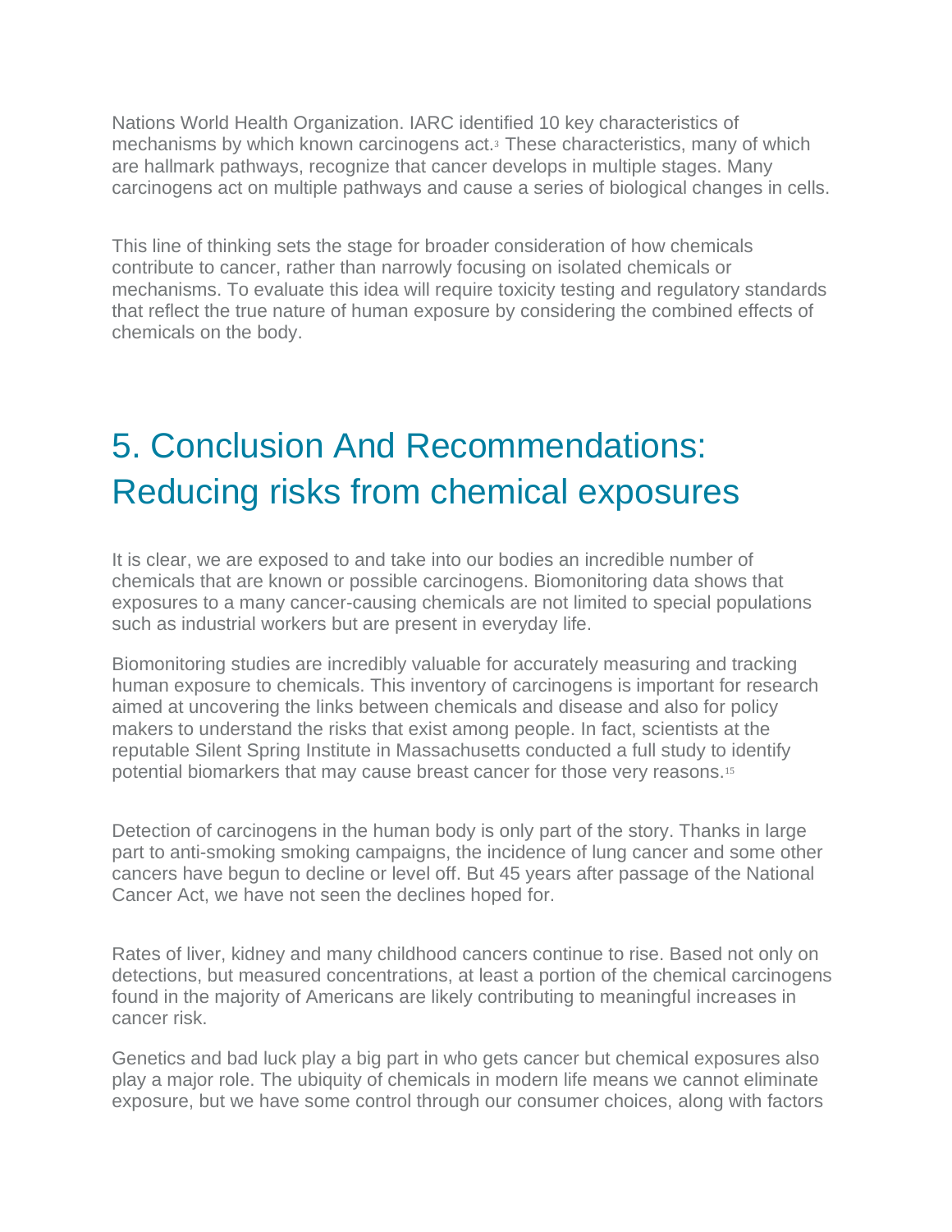Nations World Health Organization. IARC identified 10 key characteristics of mechanisms by which known carcinogens act.[3] These characteristics, many of which are hallmark pathways, recognize that cancer develops in multiple stages. Many carcinogens act on multiple pathways and cause a series of biological changes in cells.

This line of thinking sets the stage for broader consideration of how chemicals contribute to cancer, rather than narrowly focusing on isolated chemicals or mechanisms. To evaluate this idea will require toxicity testing and regulatory standards that reflect the true nature of human exposure by considering the combined effects of chemicals on the body.

## 5. Conclusion And Recommendations: Reducing risks from chemical exposures

It is clear, we are exposed to and take into our bodies an incredible number of chemicals that are known or possible carcinogens. Biomonitoring data shows that exposures to a many cancer-causing chemicals are not limited to special populations such as industrial workers but are present in everyday life.

Biomonitoring studies are incredibly valuable for accurately measuring and tracking human exposure to chemicals. This inventory of carcinogens is important for research aimed at uncovering the links between chemicals and disease and also for policy makers to understand the risks that exist among people. In fact, scientists at the reputable Silent Spring Institute in Massachusetts conducted a full study to identify potential biomarkers that may cause breast cancer for those very reasons.[15]

Detection of carcinogens in the human body is only part of the story. Thanks in large part to anti-smoking smoking campaigns, the incidence of lung cancer and some other cancers have begun to decline or level off. But 45 years after passage of the National Cancer Act, we have not seen the declines hoped for.

Rates of liver, kidney and many childhood cancers continue to rise. Based not only on detections, but measured concentrations, at least a portion of the chemical carcinogens found in the majority of Americans are likely contributing to meaningful increases in cancer risk.

Genetics and bad luck play a big part in who gets cancer but chemical exposures also play a major role. The ubiquity of chemicals in modern life means we cannot eliminate exposure, but we have some control through our consumer choices, along with factors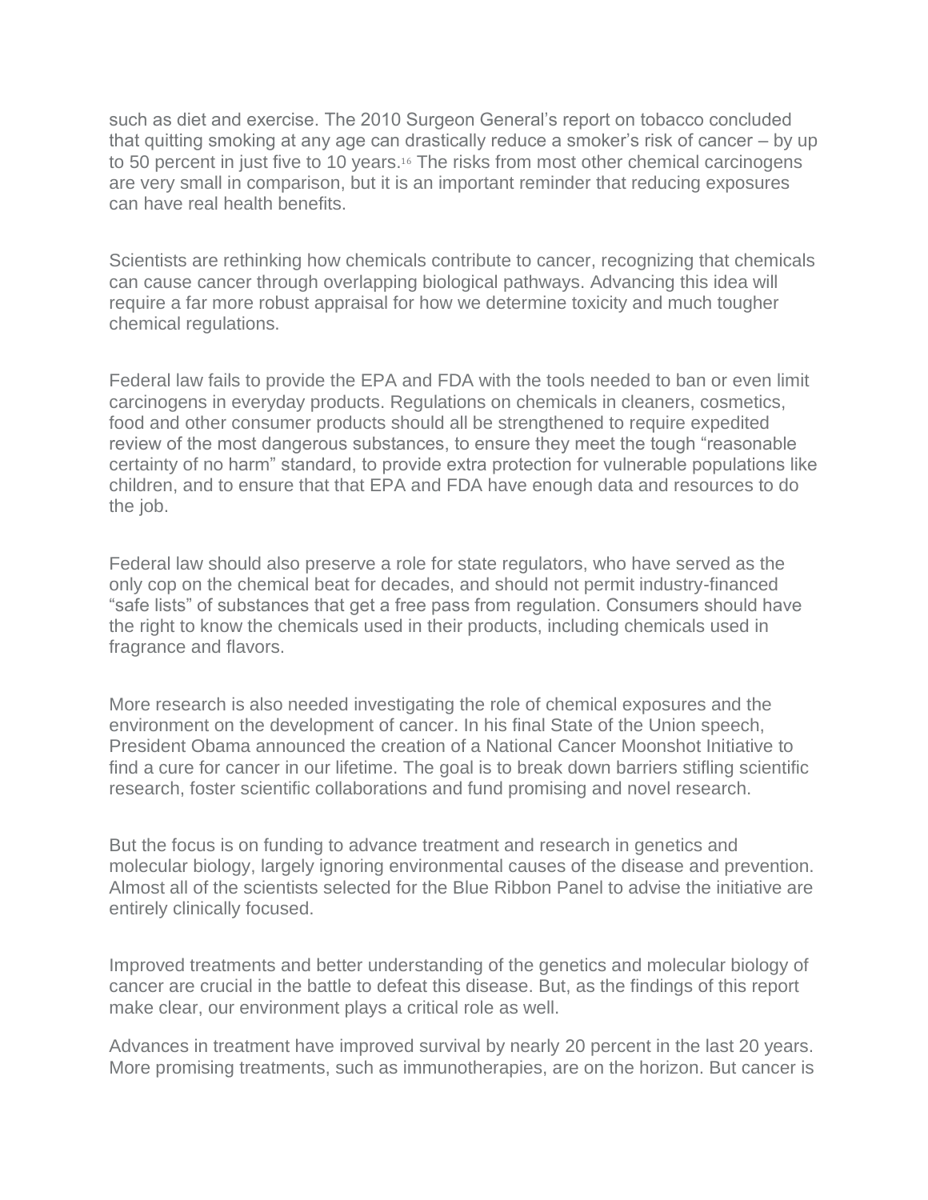such as diet and exercise. The 2010 Surgeon General's report on tobacco concluded that quitting smoking at any age can drastically reduce a smoker's risk of cancer – by up to 50 percent in just five to 10 years.[16] The risks from most other chemical carcinogens are very small in comparison, but it is an important reminder that reducing exposures can have real health benefits.

Scientists are rethinking how chemicals contribute to cancer, recognizing that chemicals can cause cancer through overlapping biological pathways. Advancing this idea will require a far more robust appraisal for how we determine toxicity and much tougher chemical regulations.

Federal law fails to provide the EPA and FDA with the tools needed to ban or even limit carcinogens in everyday products. Regulations on chemicals in cleaners, cosmetics, food and other consumer products should all be strengthened to require expedited review of the most dangerous substances, to ensure they meet the tough "reasonable certainty of no harm" standard, to provide extra protection for vulnerable populations like children, and to ensure that that EPA and FDA have enough data and resources to do the job.

Federal law should also preserve a role for state regulators, who have served as the only cop on the chemical beat for decades, and should not permit industry-financed "safe lists" of substances that get a free pass from regulation. Consumers should have the right to know the chemicals used in their products, including chemicals used in fragrance and flavors.

More research is also needed investigating the role of chemical exposures and the environment on the development of cancer. In his final State of the Union speech, President Obama announced the creation of a National Cancer Moonshot Initiative to find a cure for cancer in our lifetime. The goal is to break down barriers stifling scientific research, foster scientific collaborations and fund promising and novel research.

But the focus is on funding to advance treatment and research in genetics and molecular biology, largely ignoring environmental causes of the disease and prevention. Almost all of the scientists selected for the Blue Ribbon Panel to advise the initiative are entirely clinically focused.

Improved treatments and better understanding of the genetics and molecular biology of cancer are crucial in the battle to defeat this disease. But, as the findings of this report make clear, our environment plays a critical role as well.

Advances in treatment have improved survival by nearly 20 percent in the last 20 years. More promising treatments, such as immunotherapies, are on the horizon. But cancer is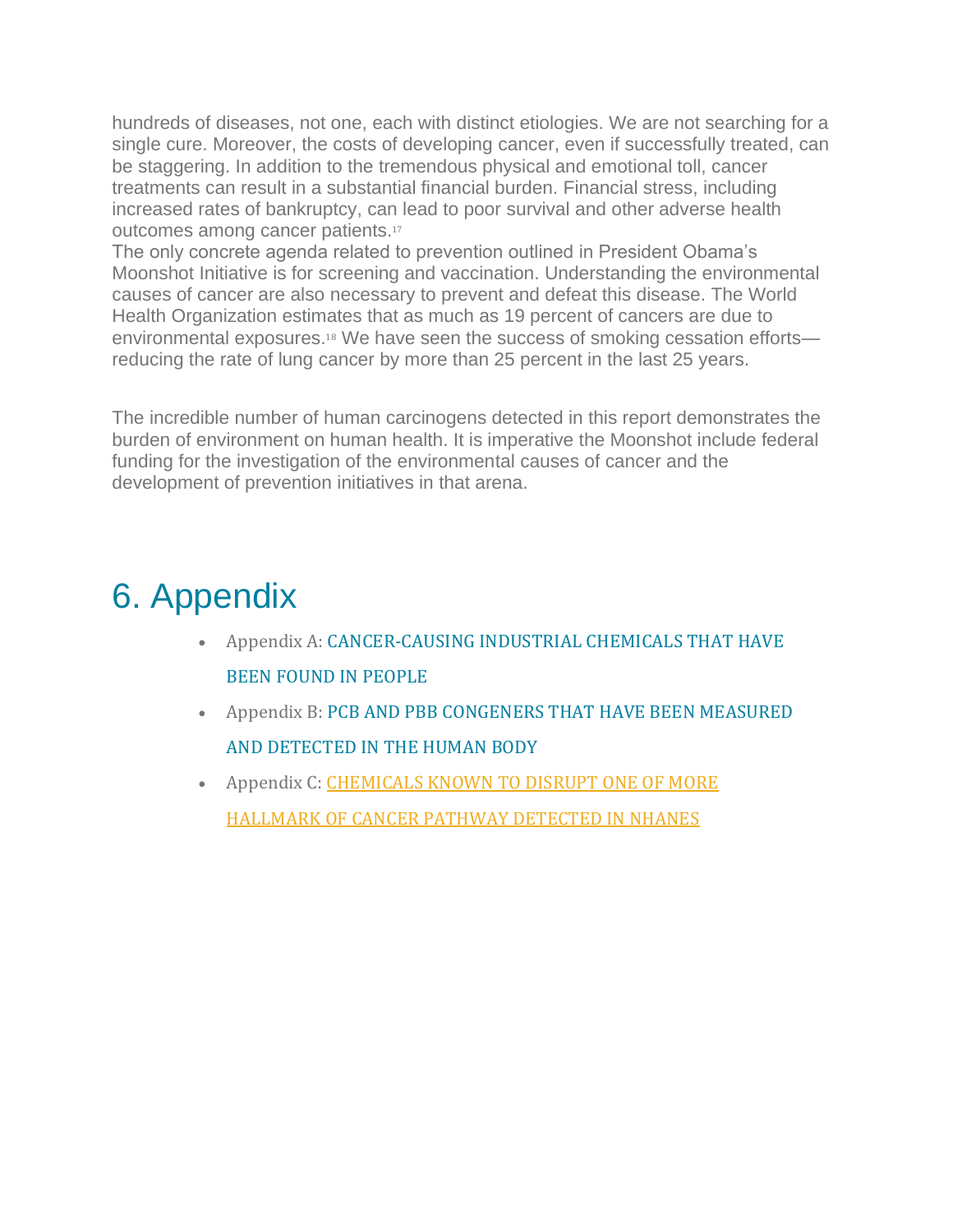hundreds of diseases, not one, each with distinct etiologies. We are not searching for a single cure. Moreover, the costs of developing cancer, even if successfully treated, can be staggering. In addition to the tremendous physical and emotional toll, cancer treatments can result in a substantial financial burden. Financial stress, including increased rates of bankruptcy, can lead to poor survival and other adverse health outcomes among cancer patients.[17]

The only concrete agenda related to prevention outlined in President Obama's Moonshot Initiative is for screening and vaccination. Understanding the environmental causes of cancer are also necessary to prevent and defeat this disease. The World Health Organization estimates that as much as 19 percent of cancers are due to environmental exposures.[18] We have seen the success of smoking cessation efforts—reducing the rate of lung cancer by more than 25 percent in the last 25 years.

The incredible number of human carcinogens detected in this report demonstrates the burden of environment on human health. It is imperative the Moonshot include federal funding for the investigation of the environmental causes of cancer and the development of prevention initiatives in that arena.

# 6. Appendix

- Appendix A: CANCER-CAUSING INDUSTRIAL CHEMICALS THAT HAVE BEEN FOUND IN PEOPLE
- Appendix B: PCB AND PBB CONGENERS THAT HAVE BEEN MEASURED AND DETECTED IN THE HUMAN BODY
- Appendix C: CHEMICALS KNOWN TO DISRUPT ONE OF MORE HALLMARK OF CANCER PATHWAY DETECTED IN NHANES